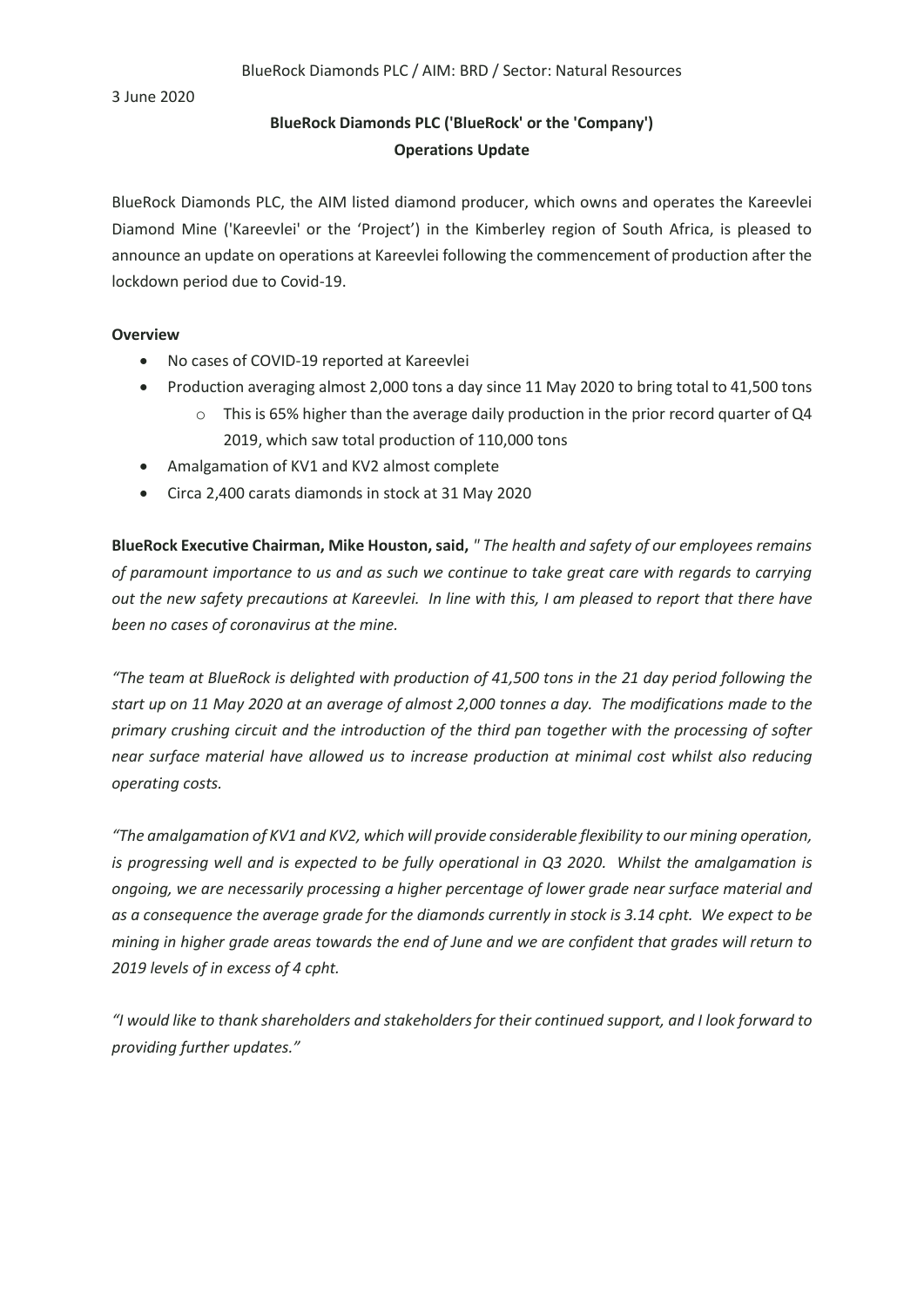BlueRock Diamonds PLC / AIM: BRD / Sector: Natural Resources

3 June 2020

**BlueRock Diamonds PLC ('BlueRock' or the 'Company')**
**Operations Update**

BlueRock Diamonds PLC, the AIM listed diamond producer, which owns and operates the Kareevlei Diamond Mine ('Kareevlei' or the 'Project') in the Kimberley region of South Africa, is pleased to announce an update on operations at Kareevlei following the commencement of production after the lockdown period due to Covid-19.

**Overview**

- No cases of COVID-19 reported at Kareevlei
- Production averaging almost 2,000 tons a day since 11 May 2020 to bring total to 41,500 tons
  - This is 65% higher than the average daily production in the prior record quarter of Q4 2019, which saw total production of 110,000 tons
- Amalgamation of KV1 and KV2 almost complete
- Circa 2,400 carats diamonds in stock at 31 May 2020

**BlueRock Executive Chairman, Mike Houston, said,** *" The health and safety of our employees remains of paramount importance to us and as such we continue to take great care with regards to carrying out the new safety precautions at Kareevlei. In line with this, I am pleased to report that there have been no cases of coronavirus at the mine.*

*"The team at BlueRock is delighted with production of 41,500 tons in the 21 day period following the start up on 11 May 2020 at an average of almost 2,000 tonnes a day. The modifications made to the primary crushing circuit and the introduction of the third pan together with the processing of softer near surface material have allowed us to increase production at minimal cost whilst also reducing operating costs.*

*"The amalgamation of KV1 and KV2, which will provide considerable flexibility to our mining operation, is progressing well and is expected to be fully operational in Q3 2020. Whilst the amalgamation is ongoing, we are necessarily processing a higher percentage of lower grade near surface material and as a consequence the average grade for the diamonds currently in stock is 3.14 cpht. We expect to be mining in higher grade areas towards the end of June and we are confident that grades will return to 2019 levels of in excess of 4 cpht.*

*"I would like to thank shareholders and stakeholders for their continued support, and I look forward to providing further updates."*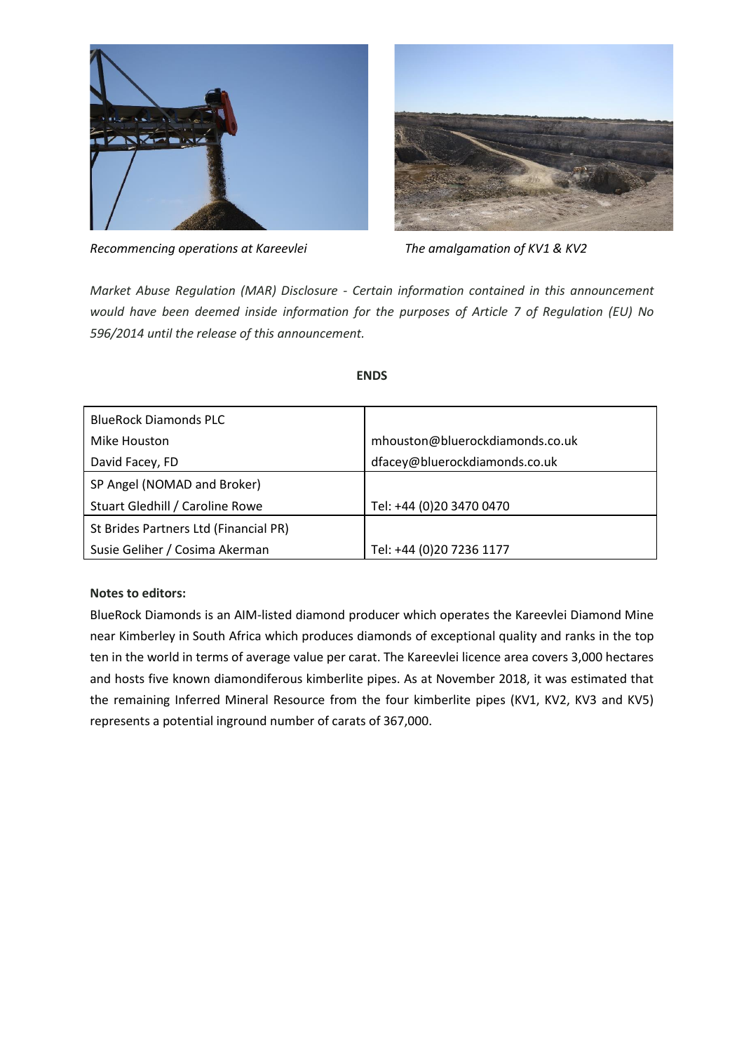*Recommencing operations at Kareevlei*

*The amalgamation of KV1 & KV2*

*Market Abuse Regulation (MAR) Disclosure - Certain information contained in this announcement would have been deemed inside information for the purposes of Article 7 of Regulation (EU) No 596/2014 until the release of this announcement.*

**ENDS**

| | |
|---|---|
| BlueRock Diamonds PLC<br>Mike Houston<br>David Facey, FD | <br>mhouston@bluerockdiamonds.co.uk<br>dfacey@bluerockdiamonds.co.uk |
| SP Angel (NOMAD and Broker)<br>Stuart Gledhill / Caroline Rowe | <br>Tel: +44 (0)20 3470 0470 |
| St Brides Partners Ltd (Financial PR)<br>Susie Geliher / Cosima Akerman | <br>Tel: +44 (0)20 7236 1177 |

**Notes to editors:**

BlueRock Diamonds is an AIM-listed diamond producer which operates the Kareevlei Diamond Mine near Kimberley in South Africa which produces diamonds of exceptional quality and ranks in the top ten in the world in terms of average value per carat. The Kareevlei licence area covers 3,000 hectares and hosts five known diamondiferous kimberlite pipes. As at November 2018, it was estimated that the remaining Inferred Mineral Resource from the four kimberlite pipes (KV1, KV2, KV3 and KV5) represents a potential inground number of carats of 367,000.